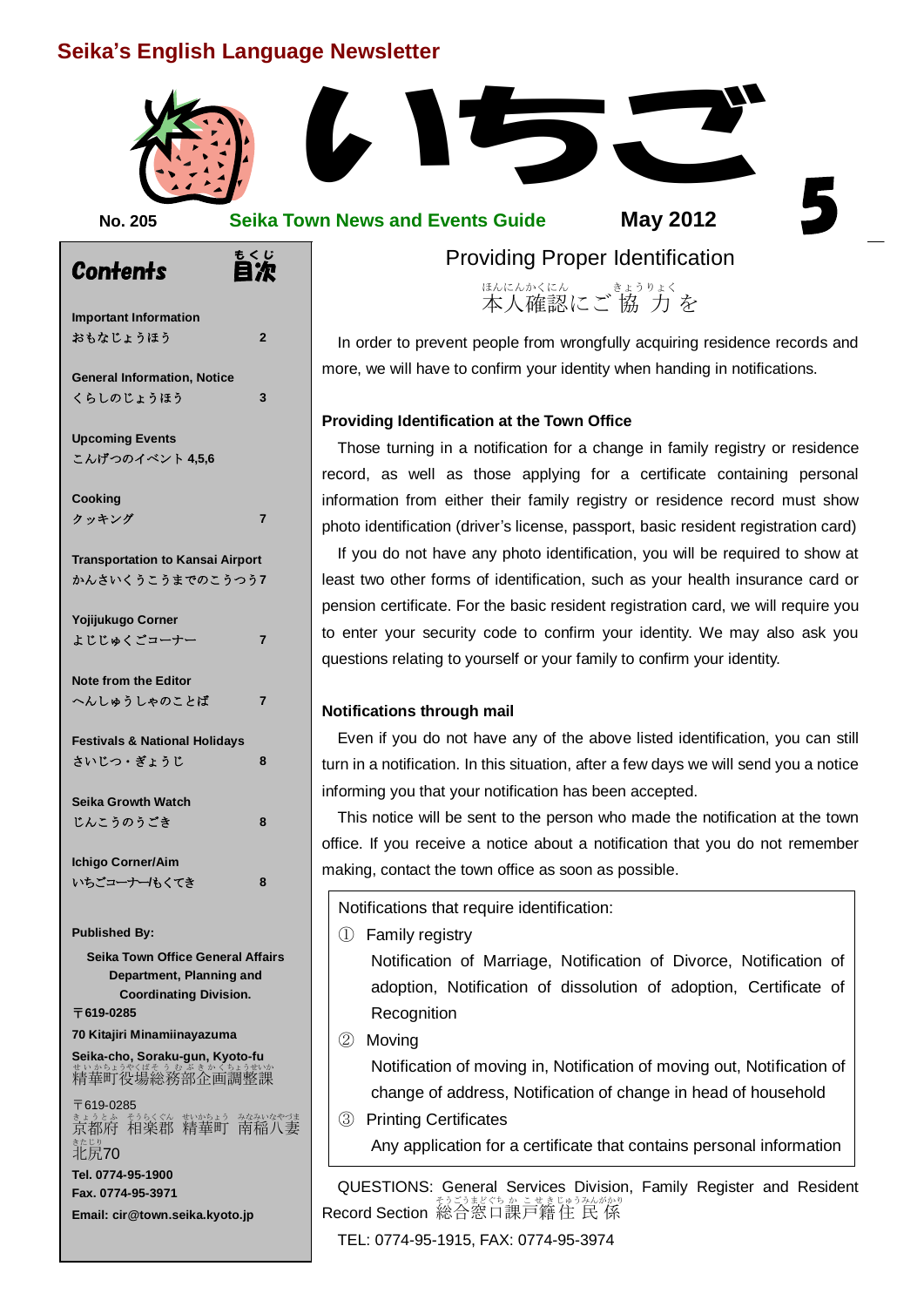# Seika's English Language Newsletter

# いちご 5

**No. 205** **Seika Town News and Events Guide** **May 2012**

## Contents 目次

**Important Information**
おもなじょうほう 2

**General Information, Notice**
くらしのじょうほう 3

**Upcoming Events**
こんげつのイベント 4,5,6

**Cooking**
クッキング 7

**Transportation to Kansai Airport**
かんさいくうこうまでのこうつう 7

**Yojijukugo Corner**
よじじゅくごコーナー 7

**Note from the Editor**
へんしゅうしゃのことば 7

**Festivals & National Holidays**
さいじつ・ぎょうじ 8

**Seika Growth Watch**
じんこうのうごき 8

**Ichigo Corner/Aim**
いちごコーナー/もくてき 8

**Published By:**

**Seika Town Office General Affairs Department, Planning and Coordinating Division.**
**〒619-0285**
**70 Kitajiri Minamiinayazuma**
**Seika-cho, Soraku-gun, Kyoto-fu**
精華町役場総務部企画調整課
〒619-0285
京都府 相楽郡 精華町 南稲八妻 北尻70
**Tel. 0774-95-1900**
**Fax. 0774-95-3971**
**Email: cir@town.seika.kyoto.jp**

## Providing Proper Identification

本人確認にご協力を

In order to prevent people from wrongfully acquiring residence records and more, we will have to confirm your identity when handing in notifications.

**Providing Identification at the Town Office**

Those turning in a notification for a change in family registry or residence record, as well as those applying for a certificate containing personal information from either their family registry or residence record must show photo identification (driver's license, passport, basic resident registration card)

If you do not have any photo identification, you will be required to show at least two other forms of identification, such as your health insurance card or pension certificate. For the basic resident registration card, we will require you to enter your security code to confirm your identity. We may also ask you questions relating to yourself or your family to confirm your identity.

**Notifications through mail**

Even if you do not have any of the above listed identification, you can still turn in a notification. In this situation, after a few days we will send you a notice informing you that your notification has been accepted.

This notice will be sent to the person who made the notification at the town office. If you receive a notice about a notification that you do not remember making, contact the town office as soon as possible.

Notifications that require identification:

① Family registry
Notification of Marriage, Notification of Divorce, Notification of adoption, Notification of dissolution of adoption, Certificate of Recognition

② Moving
Notification of moving in, Notification of moving out, Notification of change of address, Notification of change in head of household

③ Printing Certificates
Any application for a certificate that contains personal information

QUESTIONS: General Services Division, Family Register and Resident Record Section 総合窓口課戸籍住民係
TEL: 0774-95-1915, FAX: 0774-95-3974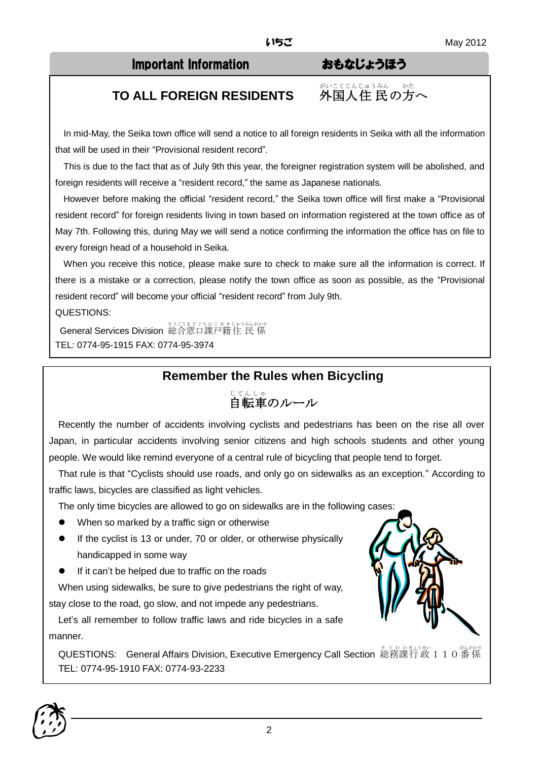## Important Information おもなじょうほう

### TO ALL FOREIGN RESIDENTS 外国人住民の方へ

In mid-May, the Seika town office will send a notice to all foreign residents in Seika with all the information that will be used in their "Provisional resident record".

This is due to the fact that as of July 9th this year, the foreigner registration system will be abolished, and foreign residents will receive a "resident record," the same as Japanese nationals.

However before making the official "resident record," the Seika town office will first make a "Provisional resident record" for foreign residents living in town based on information registered at the town office as of May 7th. Following this, during May we will send a notice confirming the information the office has on file to every foreign head of a household in Seika.

When you receive this notice, please make sure to check to make sure all the information is correct. If there is a mistake or a correction, please notify the town office as soon as possible, as the "Provisional resident record" will become your official "resident record" from July 9th.

QUESTIONS:

General Services Division 総合窓口課戸籍住民係

TEL: 0774-95-1915 FAX: 0774-95-3974

### Remember the Rules when Bicycling

### 自転車のルール

Recently the number of accidents involving cyclists and pedestrians has been on the rise all over Japan, in particular accidents involving senior citizens and high schools students and other young people. We would like remind everyone of a central rule of bicycling that people tend to forget.

That rule is that "Cyclists should use roads, and only go on sidewalks as an exception." According to traffic laws, bicycles are classified as light vehicles.

The only time bicycles are allowed to go on sidewalks are in the following cases:

- When so marked by a traffic sign or otherwise
- If the cyclist is 13 or under, 70 or older, or otherwise physically handicapped in some way
- If it can't be helped due to traffic on the roads

When using sidewalks, be sure to give pedestrians the right of way, stay close to the road, go slow, and not impede any pedestrians.

Let's all remember to follow traffic laws and ride bicycles in a safe manner.

QUESTIONS: General Affairs Division, Executive Emergency Call Section 総務課行政１１０番係

TEL: 0774-95-1910 FAX: 0774-93-2233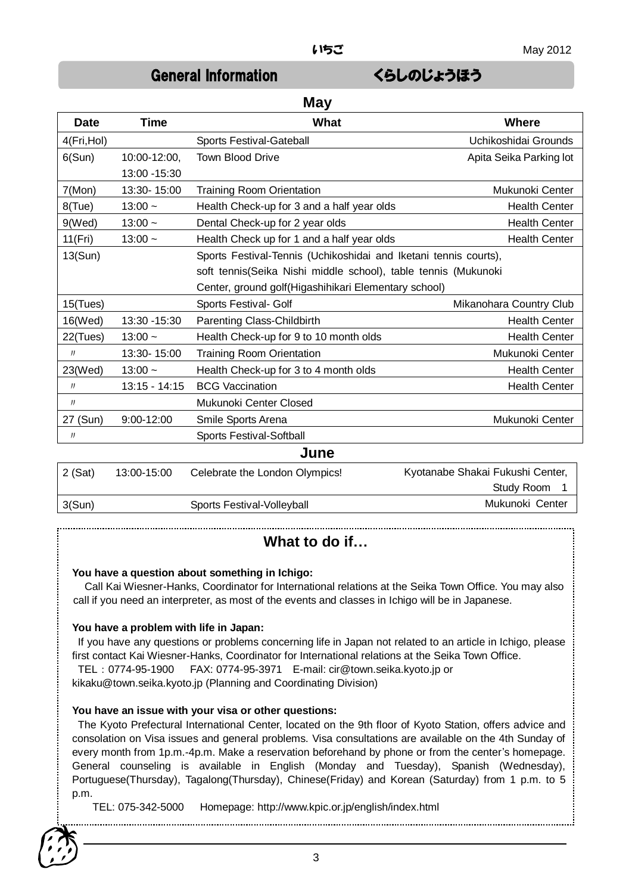## General Information　　　くらしのじょうほう

### May

| Date | Time | What | Where |
|---|---|---|---|
| 4(Fri,Hol) | | Sports Festival-Gateball | Uchikoshidai Grounds |
| 6(Sun) | 10:00-12:00, 13:00 -15:30 | Town Blood Drive | Apita Seika Parking lot |
| 7(Mon) | 13:30- 15:00 | Training Room Orientation | Mukunoki Center |
| 8(Tue) | 13:00 ~ | Health Check-up for 3 and a half year olds | Health Center |
| 9(Wed) | 13:00 ~ | Dental Check-up for 2 year olds | Health Center |
| 11(Fri) | 13:00 ~ | Health Check up for 1 and a half year olds | Health Center |
| 13(Sun) | | Sports Festival-Tennis (Uchikoshidai and Iketani tennis courts), soft tennis(Seika Nishi middle school), table tennis (Mukunoki Center, ground golf(Higashihikari Elementary school) | |
| 15(Tues) | | Sports Festival- Golf | Mikanohara Country Club |
| 16(Wed) | 13:30 -15:30 | Parenting Class-Childbirth | Health Center |
| 22(Tues) | 13:00 ~ | Health Check-up for 9 to 10 month olds | Health Center |
| 〃 | 13:30- 15:00 | Training Room Orientation | Mukunoki Center |
| 23(Wed) | 13:00 ~ | Health Check-up for 3 to 4 month olds | Health Center |
| 〃 | 13:15 - 14:15 | BCG Vaccination | Health Center |
| 〃 | | Mukunoki Center Closed | |
| 27 (Sun) | 9:00-12:00 | Smile Sports Arena | Mukunoki Center |
| 〃 | | Sports Festival-Softball | |

### June

| Date | Time | What | Where |
|---|---|---|---|
| 2 (Sat) | 13:00-15:00 | Celebrate the London Olympics! | Kyotanabe Shakai Fukushi Center, Study Room 1 |
| 3(Sun) | | Sports Festival-Volleyball | Mukunoki Center |

## What to do if…

**You have a question about something in Ichigo:**

Call Kai Wiesner-Hanks, Coordinator for International relations at the Seika Town Office. You may also call if you need an interpreter, as most of the events and classes in Ichigo will be in Japanese.

**You have a problem with life in Japan:**

If you have any questions or problems concerning life in Japan not related to an article in Ichigo, please first contact Kai Wiesner-Hanks, Coordinator for International relations at the Seika Town Office.

TEL：0774-95-1900　FAX: 0774-95-3971　E-mail: cir@town.seika.kyoto.jp or kikaku@town.seika.kyoto.jp (Planning and Coordinating Division)

**You have an issue with your visa or other questions:**

The Kyoto Prefectural International Center, located on the 9th floor of Kyoto Station, offers advice and consolation on Visa issues and general problems. Visa consultations are available on the 4th Sunday of every month from 1p.m.-4p.m. Make a reservation beforehand by phone or from the center's homepage. General counseling is available in English (Monday and Tuesday), Spanish (Wednesday), Portuguese(Thursday), Tagalong(Thursday), Chinese(Friday) and Korean (Saturday) from 1 p.m. to 5 p.m.

TEL: 075-342-5000　Homepage: http://www.kpic.or.jp/english/index.html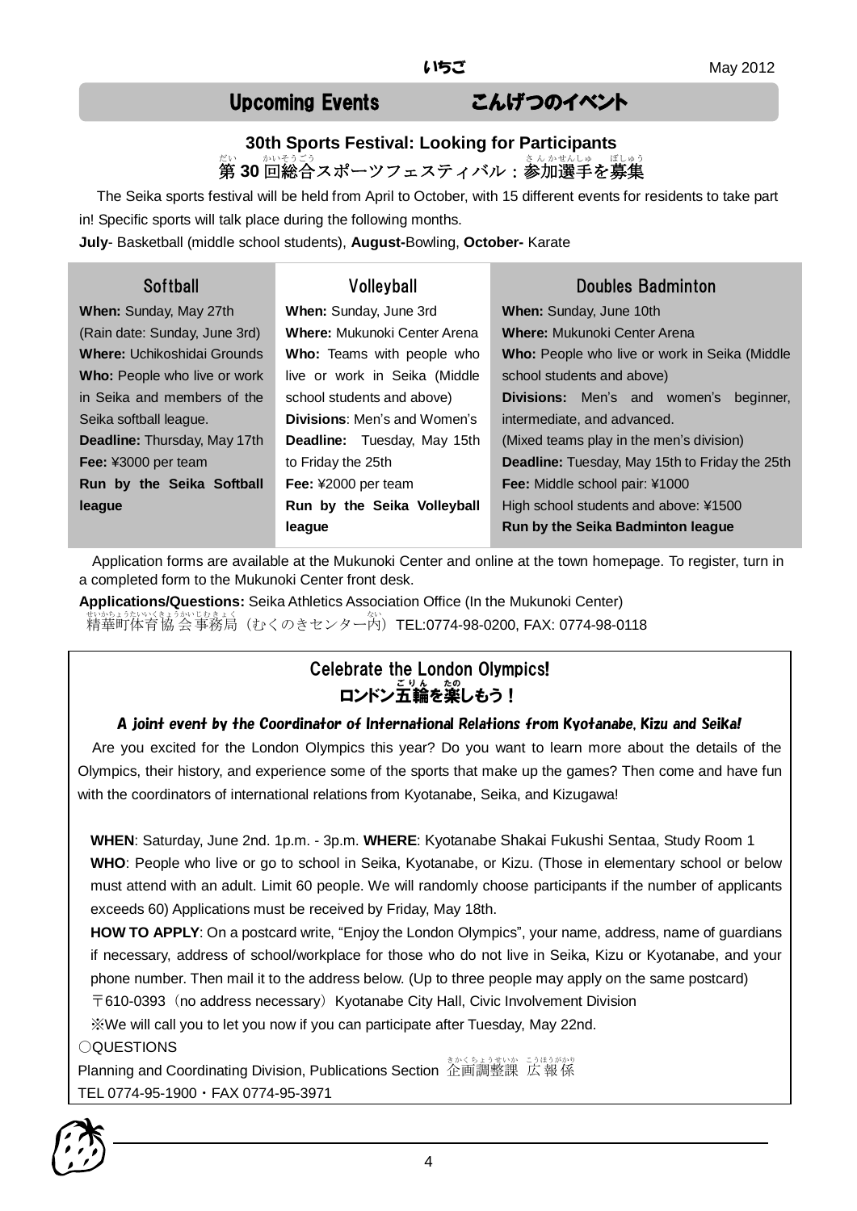## Upcoming Events　　こんげつのイベント

### 30th Sports Festival: Looking for Participants

### 第30回総合スポーツフェスティバル：参加選手を募集

The Seika sports festival will be held from April to October, with 15 different events for residents to take part in! Specific sports will talk place during the following months.

**July**- Basketball (middle school students), **August-**Bowling, **October-** Karate

| Softball | Volleyball | Doubles Badminton |
|---|---|---|
| **When:** Sunday, May 27th (Rain date: Sunday, June 3rd) **Where:** Uchikoshidai Grounds **Who:** People who live or work in Seika and members of the Seika softball league. **Deadline:** Thursday, May 17th **Fee:** ¥3000 per team **Run by the Seika Softball league** | **When:** Sunday, June 3rd **Where:** Mukunoki Center Arena **Who:** Teams with people who live or work in Seika (Middle school students and above) **Divisions**: Men's and Women's **Deadline:** Tuesday, May 15th to Friday the 25th **Fee:** ¥2000 per team **Run by the Seika Volleyball league** | **When:** Sunday, June 10th **Where:** Mukunoki Center Arena **Who:** People who live or work in Seika (Middle school students and above) **Divisions:** Men's and women's beginner, intermediate, and advanced. (Mixed teams play in the men's division) **Deadline:** Tuesday, May 15th to Friday the 25th **Fee:** Middle school pair: ¥1000 High school students and above: ¥1500 **Run by the Seika Badminton league** |

Application forms are available at the Mukunoki Center and online at the town homepage. To register, turn in a completed form to the Mukunoki Center front desk.

**Applications/Questions:** Seika Athletics Association Office (In the Mukunoki Center)
精華町体育協会事務局（むくのきセンター内）TEL:0774-98-0200, FAX: 0774-98-0118

## Celebrate the London Olympics!

## ロンドン五輪を楽しもう！

### A joint event by the Coordinator of International Relations from Kyotanabe, Kizu and Seika!

Are you excited for the London Olympics this year? Do you want to learn more about the details of the Olympics, their history, and experience some of the sports that make up the games? Then come and have fun with the coordinators of international relations from Kyotanabe, Seika, and Kizugawa!

**WHEN**: Saturday, June 2nd. 1p.m. - 3p.m. **WHERE**: Kyotanabe Shakai Fukushi Sentaa, Study Room 1
**WHO**: People who live or go to school in Seika, Kyotanabe, or Kizu. (Those in elementary school or below must attend with an adult. Limit 60 people. We will randomly choose participants if the number of applicants exceeds 60) Applications must be received by Friday, May 18th.
**HOW TO APPLY**: On a postcard write, “Enjoy the London Olympics”, your name, address, name of guardians if necessary, address of school/workplace for those who do not live in Seika, Kizu or Kyotanabe, and your phone number. Then mail it to the address below. (Up to three people may apply on the same postcard)
〒610-0393（no address necessary）Kyotanabe City Hall, Civic Involvement Division
※We will call you to let you now if you can participate after Tuesday, May 22nd.

○QUESTIONS
Planning and Coordinating Division, Publications Section 企画調整課 広報係
TEL 0774-95-1900・FAX 0774-95-3971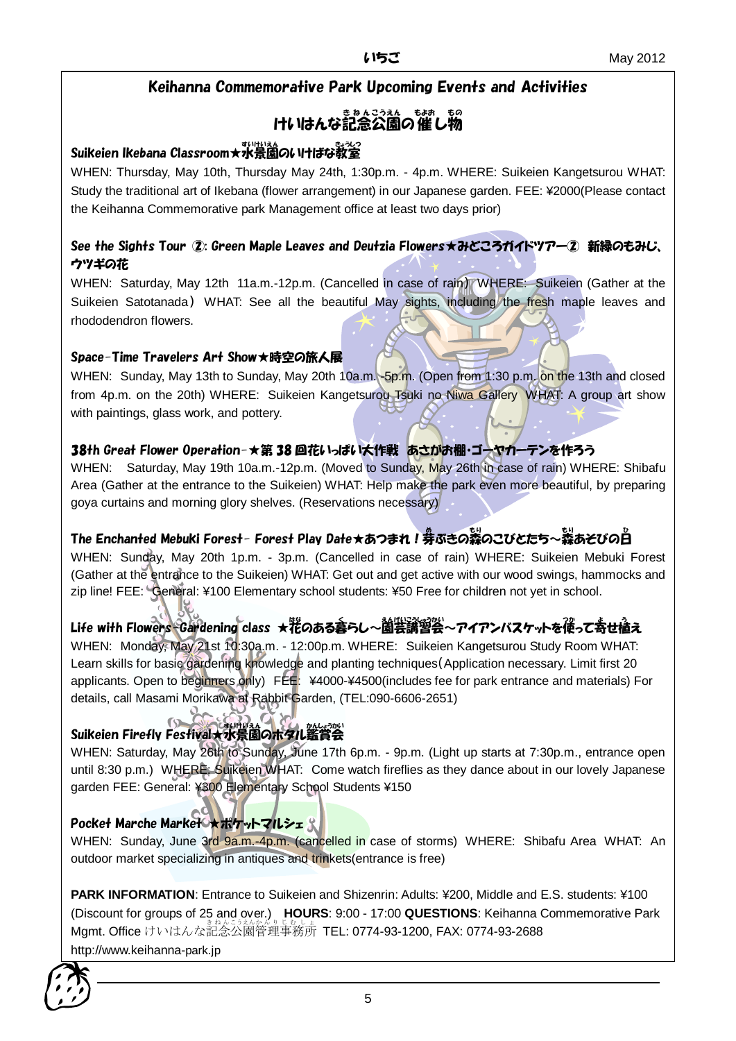# Keihanna Commemorative Park Upcoming Events and Activities

## けいはんな記念公園の催し物

### Suikeien Ikebana Classroom★水景園のいけばな教室

WHEN: Thursday, May 10th, Thursday May 24th, 1:30p.m. - 4p.m. WHERE: Suikeien Kangetsurou WHAT: Study the traditional art of Ikebana (flower arrangement) in our Japanese garden. FEE: ¥2000(Please contact the Keihanna Commemorative park Management office at least two days prior)

### See the Sights Tour ②: Green Maple Leaves and Deutzia Flowers★みどころガイドツアー② 新緑のもみじ、ウツギの花

WHEN: Saturday, May 12th 11a.m.-12p.m. (Cancelled in case of rain) WHERE: Suikeien (Gather at the Suikeien Satotanada) WHAT: See all the beautiful May sights, including the fresh maple leaves and rhododendron flowers.

### Space-Time Travelers Art Show★時空の旅人展

WHEN: Sunday, May 13th to Sunday, May 20th 10a.m. -5p.m. (Open from 1:30 p.m. on the 13th and closed from 4p.m. on the 20th) WHERE: Suikeien Kangetsurou Tsuki no Niwa Gallery WHAT: A group art show with paintings, glass work, and pottery.

### 38th Great Flower Operation-★第 38 回花いっぱい大作戦 あさがお棚・ゴーヤカーテンを作ろう

WHEN: Saturday, May 19th 10a.m.-12p.m. (Moved to Sunday, May 26th in case of rain) WHERE: Shibafu Area (Gather at the entrance to the Suikeien) WHAT: Help make the park even more beautiful, by preparing goya curtains and morning glory shelves. (Reservations necessary)

### The Enchanted Mebuki Forest- Forest Play Date★あつまれ！芽ぶきの森のこびとたち～森あそびの日

WHEN: Sunday, May 20th 1p.m. - 3p.m. (Cancelled in case of rain) WHERE: Suikeien Mebuki Forest (Gather at the entrance to the Suikeien) WHAT: Get out and get active with our wood swings, hammocks and zip line! FEE: General: ¥100 Elementary school students: ¥50 Free for children not yet in school.

### Life with Flowers-Gardening class ★花のある暮らし～園芸講習会～アイアンバスケットを使って寄せ植え

WHEN: Monday, May 21st 10:30a.m. - 12:00p.m. WHERE: Suikeien Kangetsurou Study Room WHAT: Learn skills for basic gardening knowledge and planting techniques(Application necessary. Limit first 20 applicants. Open to beginners only) FEE: ¥4000-¥4500(includes fee for park entrance and materials) For details, call Masami Morikawa at Rabbit Garden, (TEL:090-6606-2651)

### Suikeien Firefly Festival★水景園のホタル鑑賞会

WHEN: Saturday, May 26th to Sunday, June 17th 6p.m. - 9p.m. (Light up starts at 7:30p.m., entrance open until 8:30 p.m.) WHERE: Suikeien WHAT: Come watch fireflies as they dance about in our lovely Japanese garden FEE: General: ¥300 Elementary School Students ¥150

### Pocket Marche Market ★ポケットマルシェ

WHEN: Sunday, June 3rd 9a.m.-4p.m. (cancelled in case of storms) WHERE: Shibafu Area WHAT: An outdoor market specializing in antiques and trinkets(entrance is free)

**PARK INFORMATION**: Entrance to Suikeien and Shizenrin: Adults: ¥200, Middle and E.S. students: ¥100 (Discount for groups of 25 and over.) **HOURS**: 9:00 - 17:00 **QUESTIONS**: Keihanna Commemorative Park Mgmt. Office けいはんな記念公園管理事務所 TEL: 0774-93-1200, FAX: 0774-93-2688 http://www.keihanna-park.jp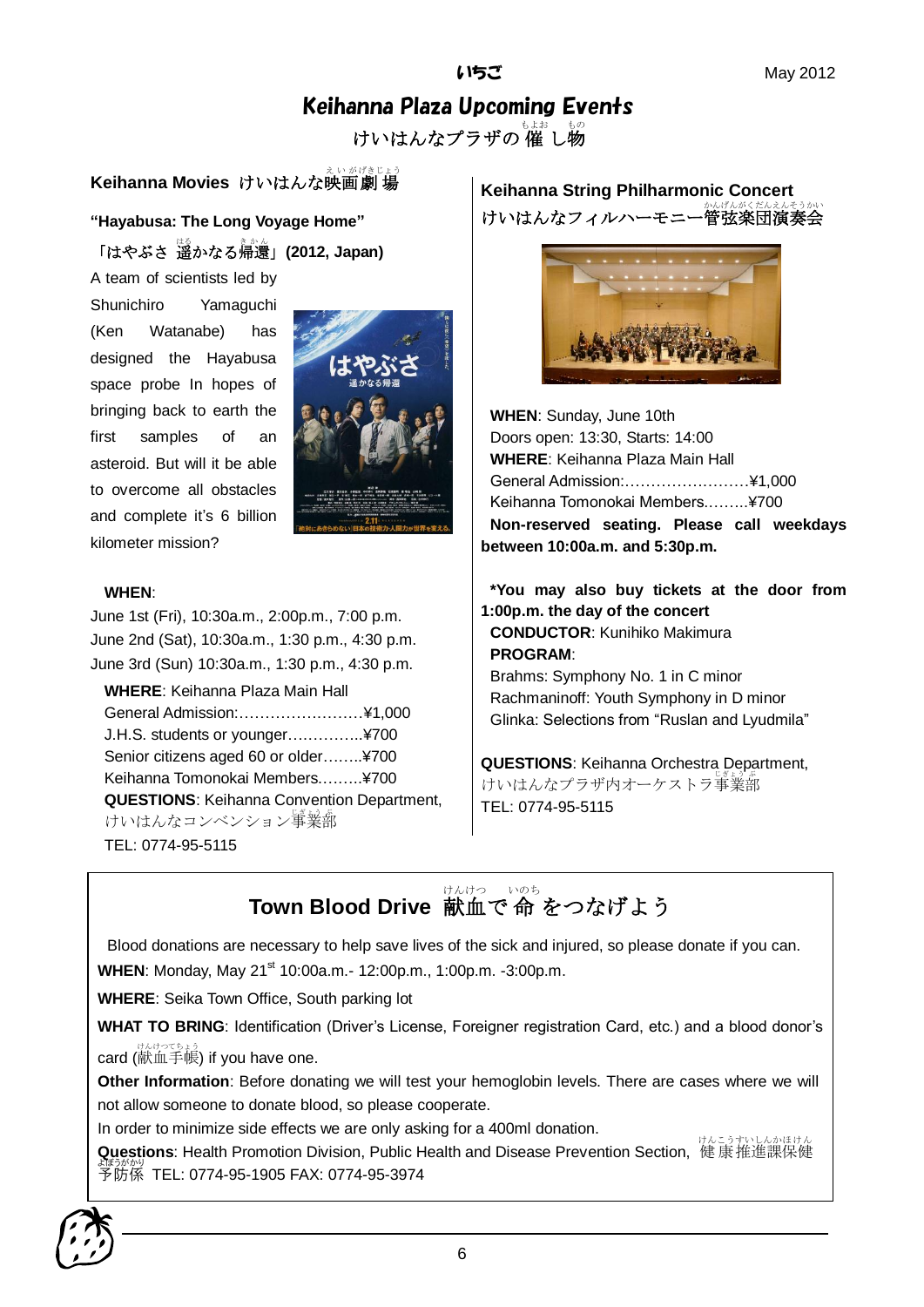# Keihanna Plaza Upcoming Events

けいはんなプラザの催し物

## Keihanna Movies けいはんな映画劇場

**"Hayabusa: The Long Voyage Home"**

**「はやぶさ 遥かなる帰還」(2012, Japan)**

A team of scientists led by Shunichiro Yamaguchi (Ken Watanabe) has designed the Hayabusa space probe In hopes of bringing back to earth the first samples of an asteroid. But will it be able to overcome all obstacles and complete it's 6 billion kilometer mission?

**WHEN**:

June 1st (Fri), 10:30a.m., 2:00p.m., 7:00 p.m.
June 2nd (Sat), 10:30a.m., 1:30 p.m., 4:30 p.m.
June 3rd (Sun) 10:30a.m., 1:30 p.m., 4:30 p.m.

**WHERE**: Keihanna Plaza Main Hall

General Admission:……………………¥1,000
J.H.S. students or younger…………...¥700
Senior citizens aged 60 or older……..¥700
Keihanna Tomonokai Members………¥700

**QUESTIONS**: Keihanna Convention Department, けいはんなコンベンション事業部
TEL: 0774-95-5115

## Keihanna String Philharmonic Concert けいはんなフィルハーモニー管弦楽団演奏会

**WHEN**: Sunday, June 10th
Doors open: 13:30, Starts: 14:00
**WHERE**: Keihanna Plaza Main Hall
General Admission:……………………¥1,000
Keihanna Tomonokai Members………¥700

**Non-reserved seating. Please call weekdays between 10:00a.m. and 5:30p.m.**

**\*You may also buy tickets at the door from 1:00p.m. the day of the concert**

**CONDUCTOR**: Kunihiko Makimura
**PROGRAM**:
Brahms: Symphony No. 1 in C minor
Rachmaninoff: Youth Symphony in D minor
Glinka: Selections from "Ruslan and Lyudmila"

**QUESTIONS**: Keihanna Orchestra Department, けいはんなプラザ内オーケストラ事業部
TEL: 0774-95-5115

## Town Blood Drive 献血で命をつなげよう

Blood donations are necessary to help save lives of the sick and injured, so please donate if you can.

**WHEN**: Monday, May 21st 10:00a.m.- 12:00p.m., 1:00p.m. -3:00p.m.

**WHERE**: Seika Town Office, South parking lot

**WHAT TO BRING**: Identification (Driver's License, Foreigner registration Card, etc.) and a blood donor's card (献血手帳) if you have one.

**Other Information**: Before donating we will test your hemoglobin levels. There are cases where we will not allow someone to donate blood, so please cooperate.

In order to minimize side effects we are only asking for a 400ml donation.

**Questions**: Health Promotion Division, Public Health and Disease Prevention Section, 健康推進課保健予防係 TEL: 0774-95-1905 FAX: 0774-95-3974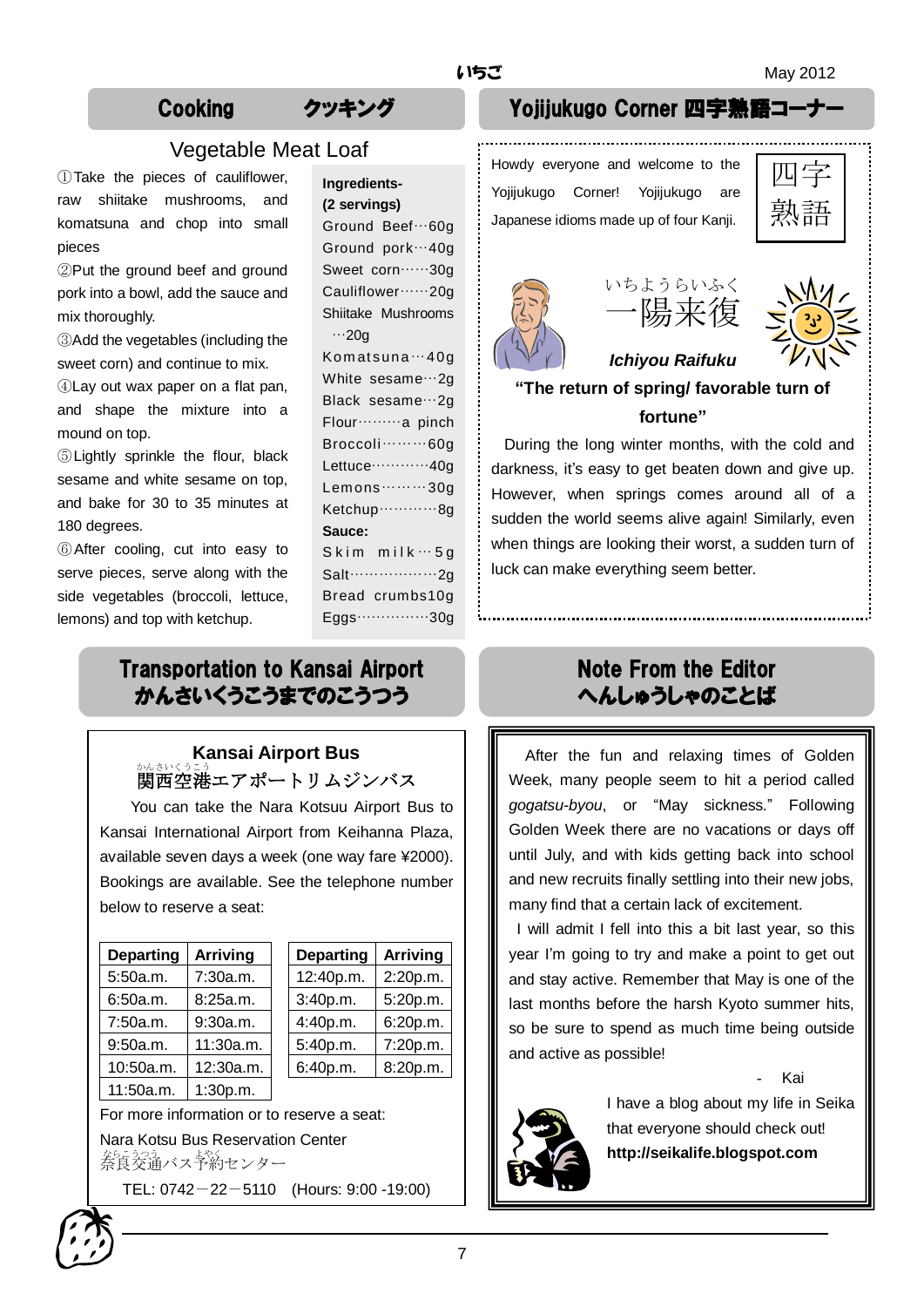## Cooking クッキング

### Vegetable Meat Loaf

①Take the pieces of cauliflower, raw shiitake mushrooms, and komatsuna and chop into small pieces

②Put the ground beef and ground pork into a bowl, add the sauce and mix thoroughly.

③Add the vegetables (including the sweet corn) and continue to mix.

④Lay out wax paper on a flat pan, and shape the mixture into a mound on top.

⑤Lightly sprinkle the flour, black sesame and white sesame on top, and bake for 30 to 35 minutes at 180 degrees.

⑥After cooling, cut into easy to serve pieces, serve along with the side vegetables (broccoli, lettuce, lemons) and top with ketchup.

**Ingredients- (2 servings)**

Ground Beef…60g
Ground pork…40g
Sweet corn……30g
Cauliflower……20g
Shiitake Mushrooms…20g
Komatsuna…40g
White sesame…2g
Black sesame…2g
Flour………a pinch
Broccoli………60g
Lettuce…………40g
Lemons………30g
Ketchup…………8g

**Sauce:**

Skim milk…5g
Salt………………2g
Bread crumbs10g
Eggs……………30g

## Yojijukugo Corner 四字熟語コーナー

Howdy everyone and welcome to the Yojijukugo Corner! Yojijukugo are Japanese idioms made up of four Kanji.

四字熟語

いちようらいふく
一陽来復

***Ichiyou Raifuku***

**"The return of spring/ favorable turn of fortune"**

During the long winter months, with the cold and darkness, it's easy to get beaten down and give up. However, when springs comes around all of a sudden the world seems alive again! Similarly, even when things are looking their worst, a sudden turn of luck can make everything seem better.

## Transportation to Kansai Airport かんさいくうこうまでのこうつう

### Kansai Airport Bus

関西空港(かんさいくうこう)エアポートリムジンバス

You can take the Nara Kotsuu Airport Bus to Kansai International Airport from Keihanna Plaza, available seven days a week (one way fare ¥2000). Bookings are available. See the telephone number below to reserve a seat:

| Departing | Arriving |
|---|---|
| 5:50a.m. | 7:30a.m. |
| 6:50a.m. | 8:25a.m. |
| 7:50a.m. | 9:30a.m. |
| 9:50a.m. | 11:30a.m. |
| 10:50a.m. | 12:30a.m. |
| 11:50a.m. | 1:30p.m. |

| Departing | Arriving |
|---|---|
| 12:40p.m. | 2:20p.m. |
| 3:40p.m. | 5:20p.m. |
| 4:40p.m. | 6:20p.m. |
| 5:40p.m. | 7:20p.m. |
| 6:40p.m. | 8:20p.m. |

For more information or to reserve a seat:

Nara Kotsu Bus Reservation Center
奈良交通(ならこうつう)バス予約(よやく)センター

TEL: 0742－22－5110 (Hours: 9:00 -19:00)

## Note From the Editor へんしゅうしゃのことば

After the fun and relaxing times of Golden Week, many people seem to hit a period called *gogatsu-byou*, or "May sickness." Following Golden Week there are no vacations or days off until July, and with kids getting back into school and new recruits finally settling into their new jobs, many find that a certain lack of excitement.

I will admit I fell into this a bit last year, so this year I'm going to try and make a point to get out and stay active. Remember that May is one of the last months before the harsh Kyoto summer hits, so be sure to spend as much time being outside and active as possible!

- Kai

I have a blog about my life in Seika that everyone should check out!
**http://seikalife.blogspot.com**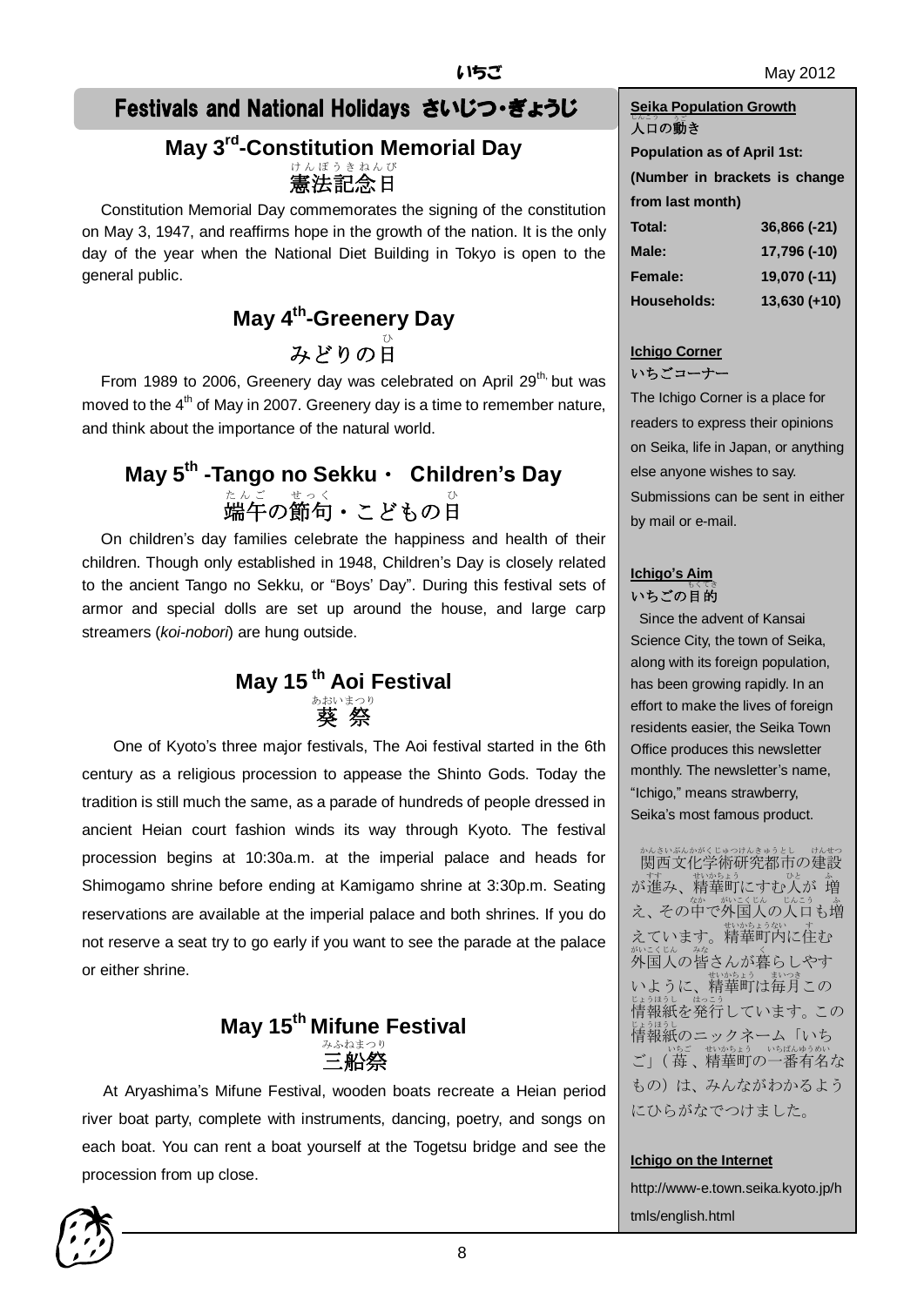## Festivals and National Holidays さいじつ・ぎょうじ

### May 3rd-Constitution Memorial Day
### 憲法記念日

Constitution Memorial Day commemorates the signing of the constitution on May 3, 1947, and reaffirms hope in the growth of the nation. It is the only day of the year when the National Diet Building in Tokyo is open to the general public.

### May 4th-Greenery Day
### みどりの日

From 1989 to 2006, Greenery day was celebrated on April 29th, but was moved to the 4th of May in 2007. Greenery day is a time to remember nature, and think about the importance of the natural world.

### May 5th -Tango no Sekku・ Children's Day
### 端午の節句・こどもの日

On children's day families celebrate the happiness and health of their children. Though only established in 1948, Children's Day is closely related to the ancient Tango no Sekku, or "Boys' Day". During this festival sets of armor and special dolls are set up around the house, and large carp streamers (*koi-nobori*) are hung outside.

### May 15 th Aoi Festival
### 葵 祭

One of Kyoto's three major festivals, The Aoi festival started in the 6th century as a religious procession to appease the Shinto Gods. Today the tradition is still much the same, as a parade of hundreds of people dressed in ancient Heian court fashion winds its way through Kyoto. The festival procession begins at 10:30a.m. at the imperial palace and heads for Shimogamo shrine before ending at Kamigamo shrine at 3:30p.m. Seating reservations are available at the imperial palace and both shrines. If you do not reserve a seat try to go early if you want to see the parade at the palace or either shrine.

### May 15th Mifune Festival
### 三船祭

At Aryashima's Mifune Festival, wooden boats recreate a Heian period river boat party, complete with instruments, dancing, poetry, and songs on each boat. You can rent a boat yourself at the Togetsu bridge and see the procession from up close.

**Seika Population Growth**
**人口の動き**

**Population as of April 1st:**
**(Number in brackets is change from last month)**

| | |
|---|---|
| **Total:** | **36,866 (-21)** |
| **Male:** | **17,796 (-10)** |
| **Female:** | **19,070 (-11)** |
| **Households:** | **13,630 (+10)** |

**Ichigo Corner**
**いちごコーナー**

The Ichigo Corner is a place for readers to express their opinions on Seika, life in Japan, or anything else anyone wishes to say. Submissions can be sent in either by mail or e-mail.

**Ichigo's Aim**
**いちごの目的**

Since the advent of Kansai Science City, the town of Seika, along with its foreign population, has been growing rapidly. In an effort to make the lives of foreign residents easier, the Seika Town Office produces this newsletter monthly. The newsletter's name, "Ichigo," means strawberry, Seika's most famous product.

関西文化学研究都市の建設が進み、精華町にすむ人が増え、その中で外国人の人口も増えています。精華町内に住む外国人の皆さんが暮らしやすいように、精華町は毎月この情報紙を発行しています。この情報紙のニックネーム「いちご」（苺、精華町の一番有名なもの）は、みんながわかるようにひらがなでつけました。

**Ichigo on the Internet**

http://www-e.town.seika.kyoto.jp/htmls/english.html